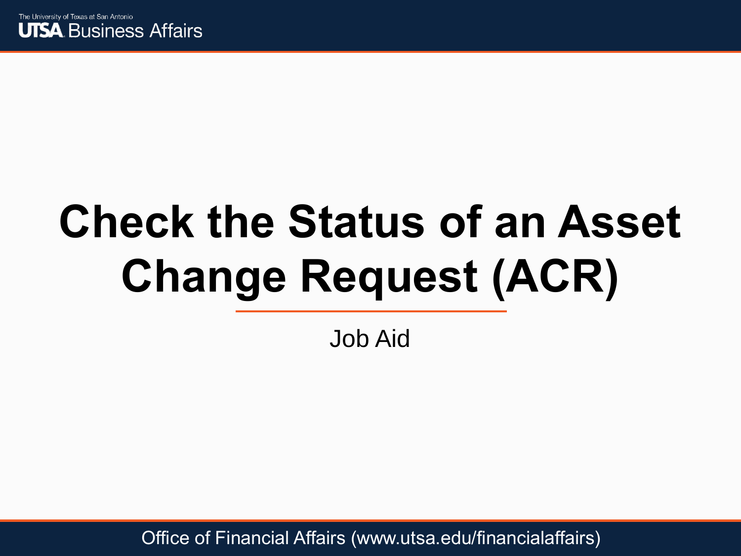The University of Texas at San Antonio
UTSA Business Affairs

# Check the Status of an Asset Change Request (ACR)

Job Aid

Office of Financial Affairs (www.utsa.edu/financialaffairs)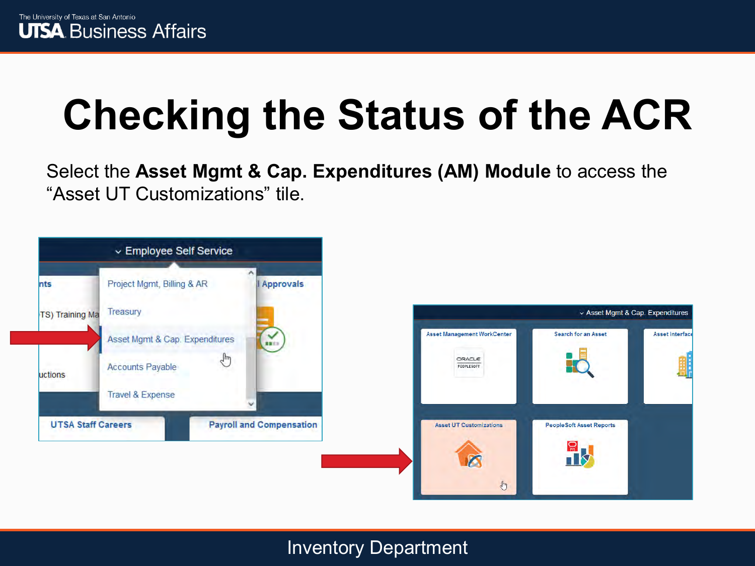# Checking the Status of the ACR

Select the **Asset Mgmt & Cap. Expenditures (AM) Module** to access the “Asset UT Customizations” tile.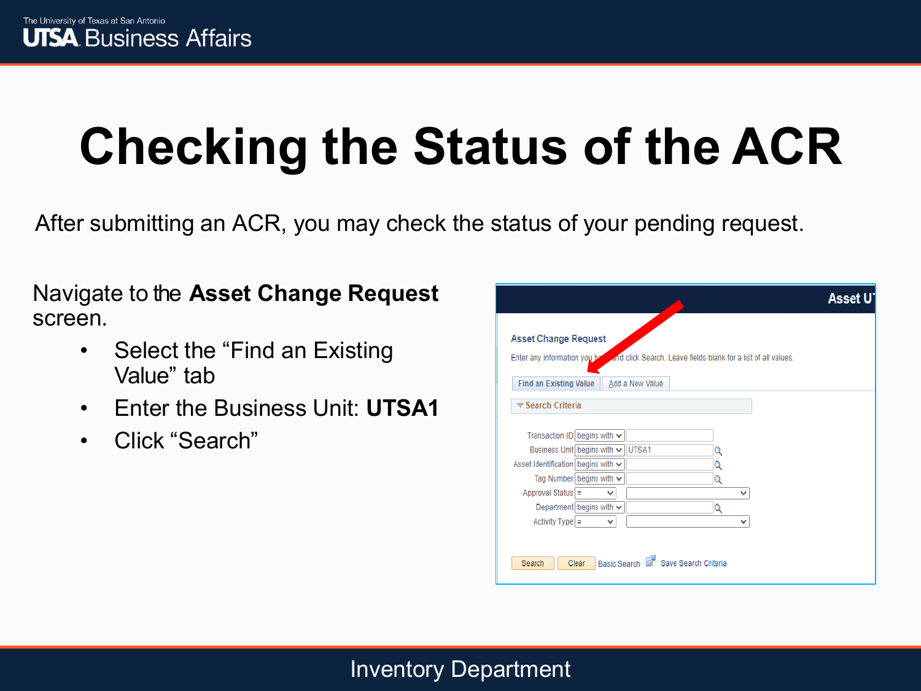# Checking the Status of the ACR

After submitting an ACR, you may check the status of your pending request.

Navigate to the **Asset Change Request** screen.

- Select the "Find an Existing Value" tab
- Enter the Business Unit: **UTSA1**
- Click "Search"

Asset Change Request

Enter any information you have and click Search. Leave fields blank for a list of all values.

Find an Existing Value | Add a New Value

Search Criteria

| Field | Operator | Value |
| --- | --- | --- |
| Transaction ID | begins with | |
| Business Unit | begins with | UTSA1 |
| Asset Identification | begins with | |
| Tag Number | begins with | |
| Approval Status | = | |
| Department | begins with | |
| Activity Type | = | |

Search | Clear | Basic Search | Save Search Criteria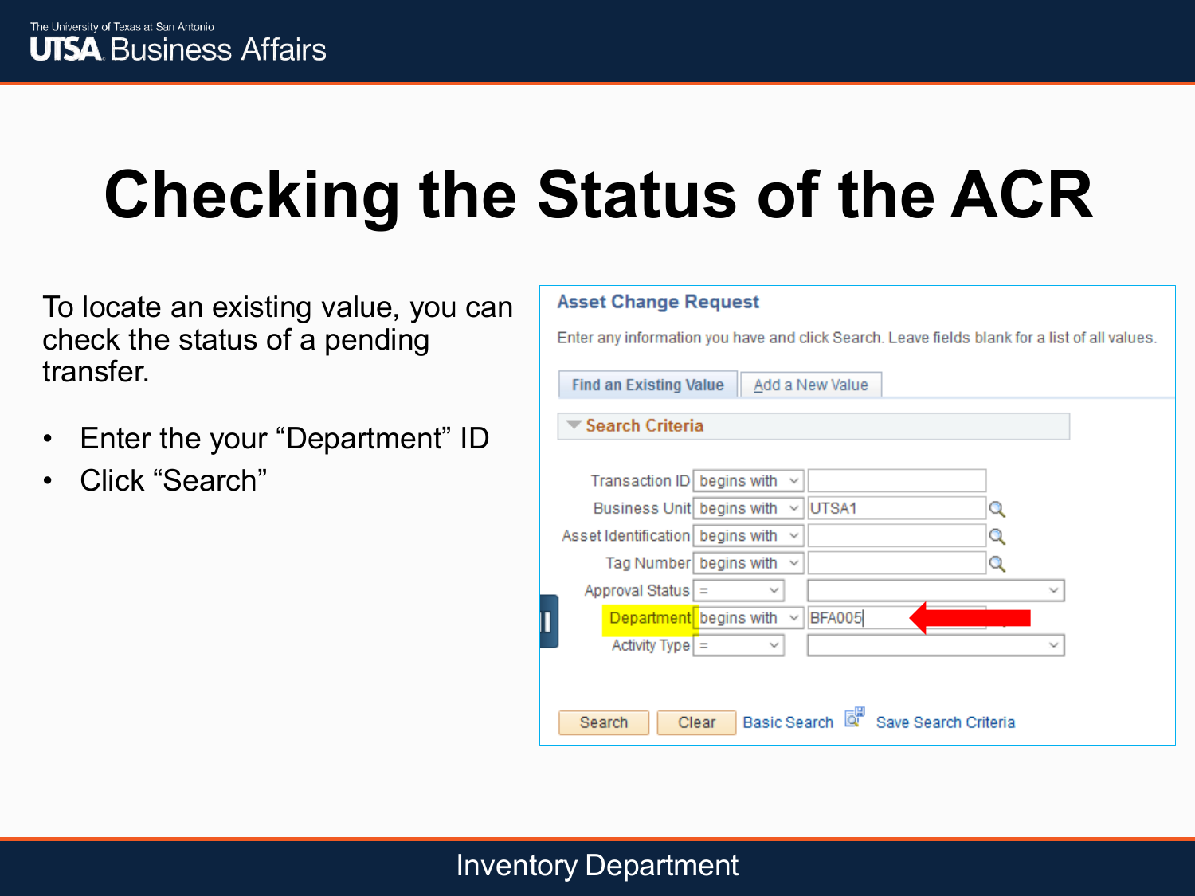# Checking the Status of the ACR

To locate an existing value, you can check the status of a pending transfer.

- Enter the your "Department" ID
- Click "Search"

**Asset Change Request**

Enter any information you have and click Search. Leave fields blank for a list of all values.

Find an Existing Value | Add a New Value

**Search Criteria**

| Field | Operator | Value |
| --- | --- | --- |
| Transaction ID | begins with | |
| Business Unit | begins with | UTSA1 |
| Asset Identification | begins with | |
| Tag Number | begins with | |
| Approval Status | = | |
| Department | begins with | BFA005 |
| Activity Type | = | |

Search | Clear | Basic Search | Save Search Criteria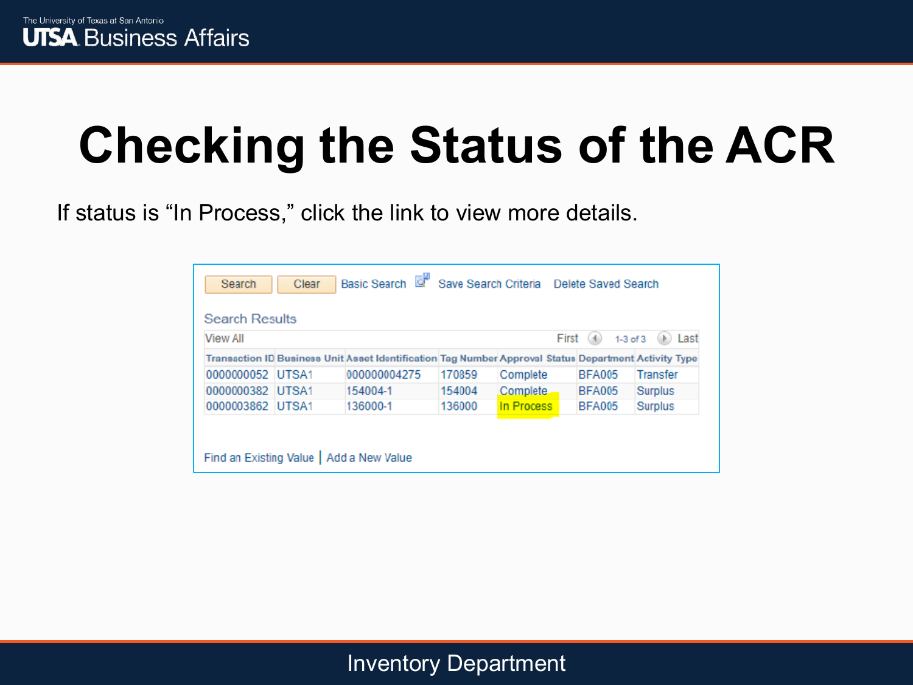# Checking the Status of the ACR

If status is “In Process,” click the link to view more details.

Search | Clear | Basic Search | Save Search Criteria | Delete Saved Search

Search Results

View All — First 1-3 of 3 Last

| Transaction ID | Business Unit | Asset Identification | Tag Number | Approval Status | Department | Activity Type |
|---|---|---|---|---|---|---|
| 0000000052 | UTSA1 | 000000004275 | 170859 | Complete | BFA005 | Transfer |
| 0000000382 | UTSA1 | 154004-1 | 154004 | Complete | BFA005 | Surplus |
| 0000003862 | UTSA1 | 136000-1 | 136000 | In Process | BFA005 | Surplus |

Find an Existing Value | Add a New Value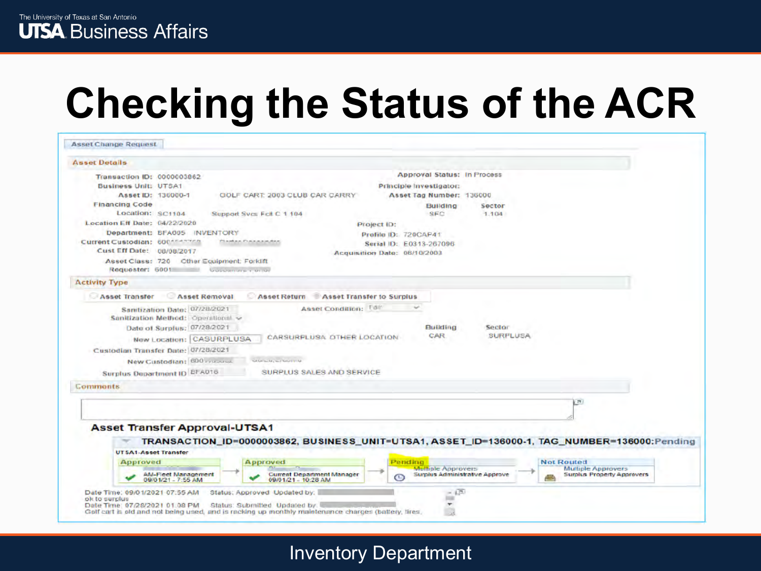# Checking the Status of the ACR

Asset Change Request

**Asset Details**

Transaction ID: 0000003862
Business Unit: UTSA1
Asset ID: 136000-1 GOLF CART 2003 CLUB CAR CARRY
Financing Code
Location: SC1104 Support Svcs Fclt C 1 104
Location Eff Date: 04/22/2020
Department: BFA005 INVENTORY
Current Custodian: 600
Cust Eff Date: 08/08/2017
Asset Class: 720 Other Equipment: Forklift
Requester: 6001

Approval Status: In Process
Principle Investigator:
Asset Tag Number: 136000
Building: SFC
Sector: 1 104
Project ID:
Profile ID: 720CAP41
Serial ID: E0313-267096
Acquisition Date: 08/10/2003

**Activity Type**

Asset Transfer | Asset Removal | Asset Return | Asset Transfer to Surplus

Sanitization Date: 07/28/2021
Sanitization Method: Operational
Date of Surplus: 07/28/2021
New Location: CASURPLUSA CARSURPLUSA OTHER LOCATION
Custodian Transfer Date: 07/28/2021
New Custodian: 600
Surplus Department ID: BFA016 SURPLUS SALES AND SERVICE

Asset Condition: Fair
Building: CAR
Sector: SURPLUSA

**Comments**

**Asset Transfer Approval-UTSA1**

TRANSACTION_ID=0000003862, BUSINESS_UNIT=UTSA1, ASSET_ID=136000-1, TAG_NUMBER=136000:Pending

UTSA1-Asset Transfer

| Approved | Approved | Pending | Not Routed |
|---|---|---|---|
| AM-Fleet Management 09/01/21 - 7:55 AM | Current Department Manager 09/01/21 - 10:28 AM | Multiple Approvers Surplus Administrative Approve | Multiple Approvers Surplus Property Approvers |

Date Time: 09/01/2021 07:55 AM Status: Approved Updated by:
ok to surplus
Date Time: 07/28/2021 01:08 PM Status: Submitted Updated by:
Golf cart is old and not being used, and is racking up monthly maintenance charges (battery, tires,

Inventory Department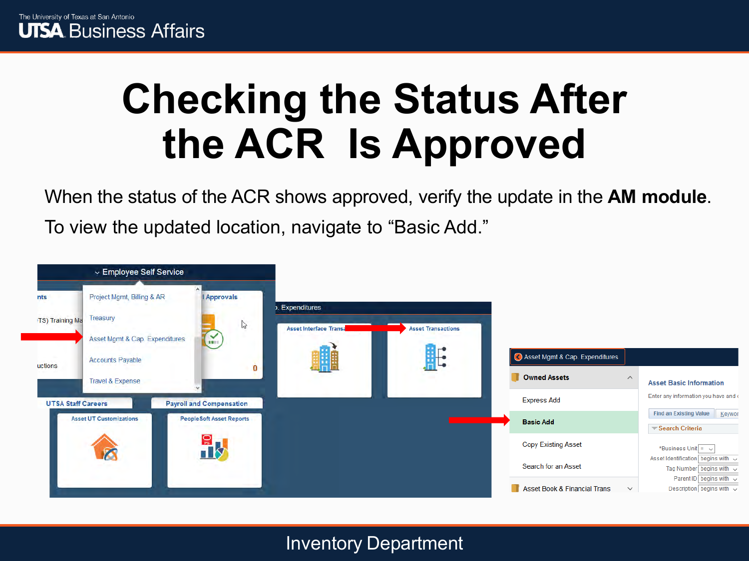# Checking the Status After the ACR Is Approved

When the status of the ACR shows approved, verify the update in the **AM module**.

To view the updated location, navigate to “Basic Add.”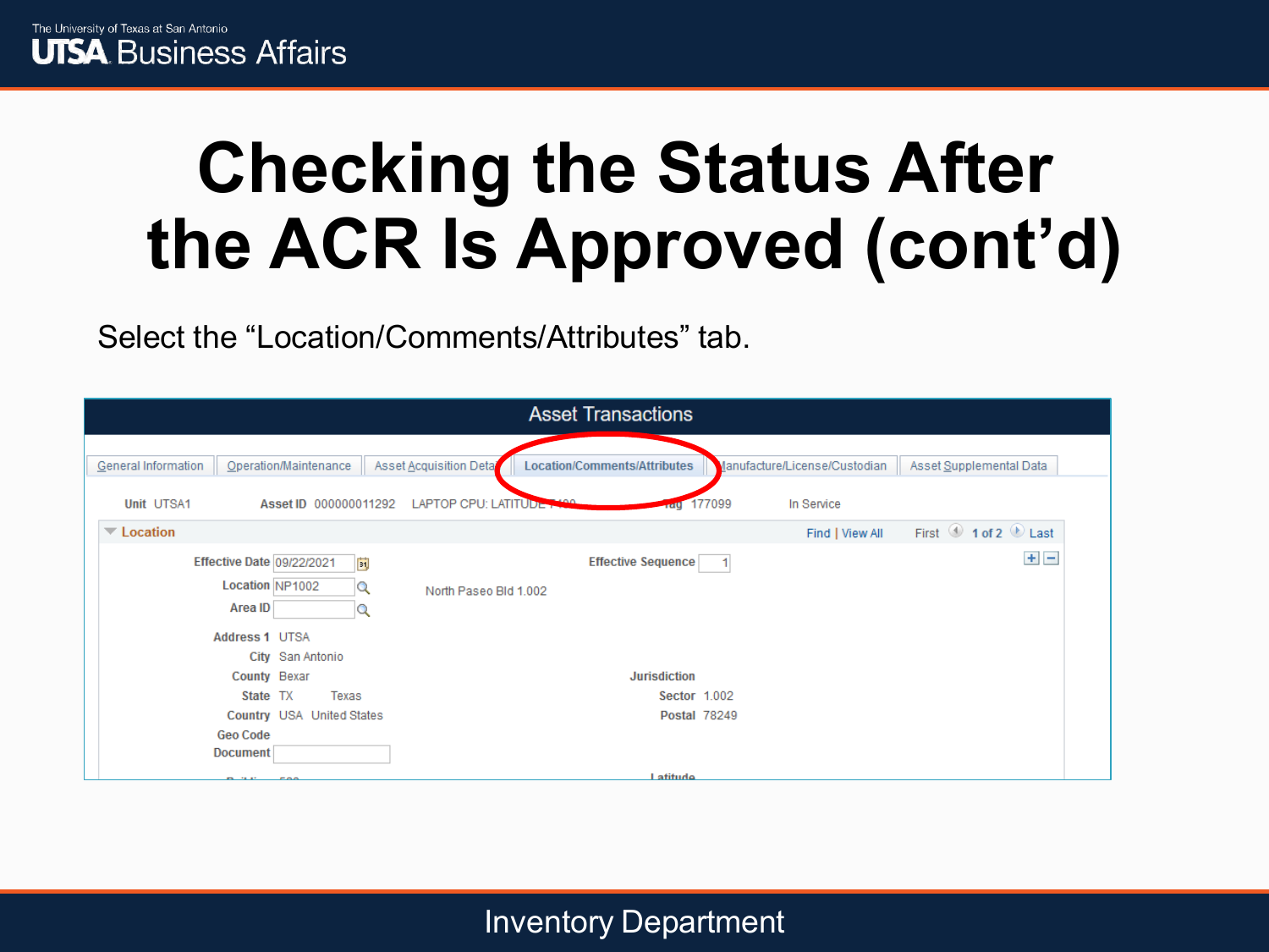# Checking the Status After the ACR Is Approved (cont'd)

Select the "Location/Comments/Attributes" tab.

**Asset Transactions**

General Information | Operation/Maintenance | Asset Acquisition Detail | Location/Comments/Attributes | Manufacture/License/Custodian | Asset Supplemental Data

Unit UTSA1 Asset ID 000000011292 LAPTOP CPU: LATITUDE 7400 Tag 177099 In Service

**Location** Find | View All First 1 of 2 Last

Effective Date 09/22/2021 Effective Sequence 1

Location NP1002 North Paseo Bld 1.002

Area ID

Address 1 UTSA

City San Antonio

County Bexar Jurisdiction

State TX Texas Sector 1.002

Country USA United States Postal 78249

Geo Code

Document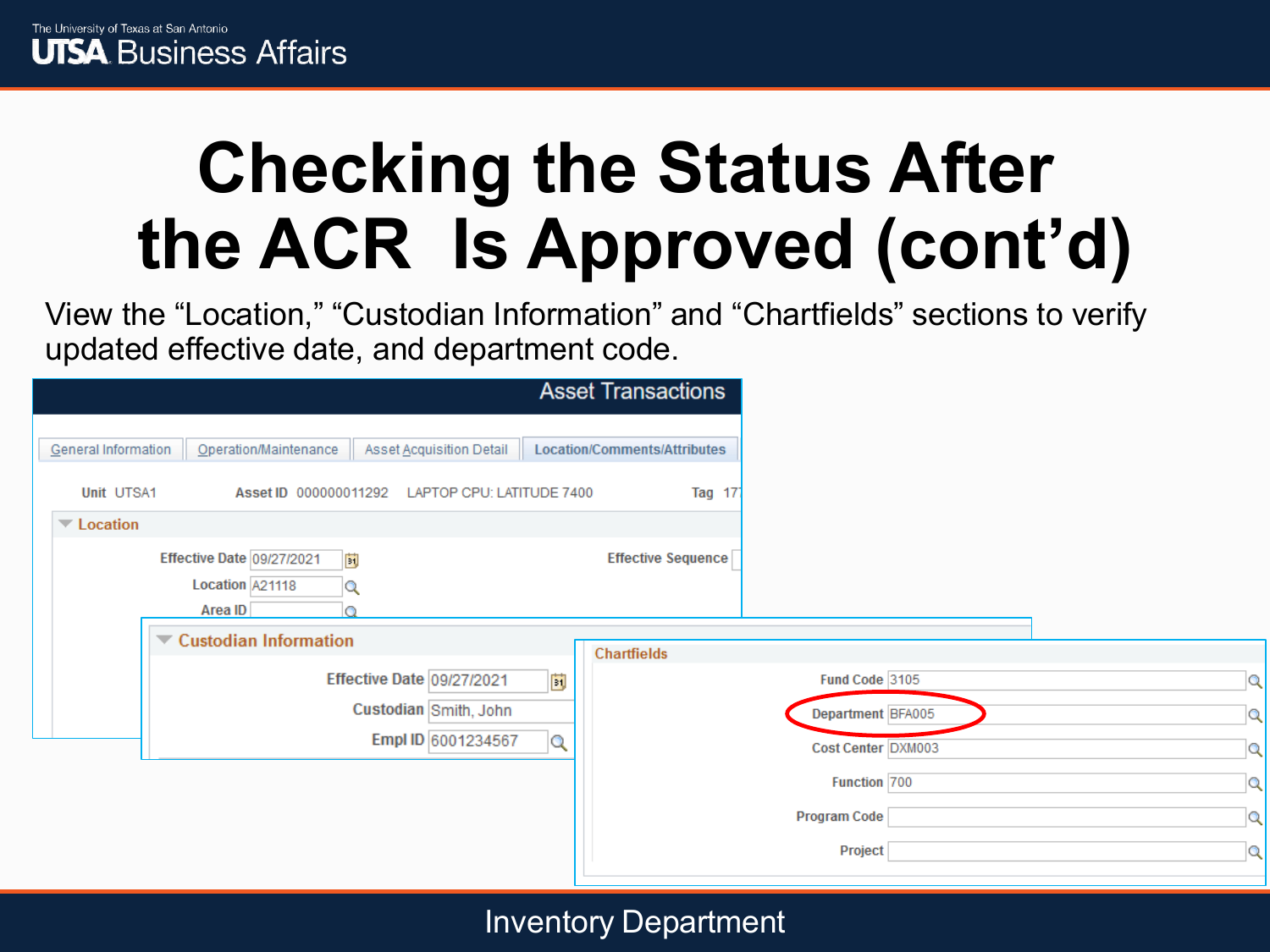# Checking the Status After the ACR Is Approved (cont'd)

View the "Location," "Custodian Information" and "Chartfields" sections to verify updated effective date, and department code.

Asset Transactions

General Information | Operation/Maintenance | Asset Acquisition Detail | Location/Comments/Attributes

Unit UTSA1 Asset ID 000000011292 LAPTOP CPU: LATITUDE 7400 Tag 17

**Location**

Effective Date 09/27/2021

Effective Sequence

Location A21118

Area ID

**Custodian Information**

Effective Date 09/27/2021

Custodian Smith, John

Empl ID 6001234567

**Chartfields**

Fund Code 3105

Department BFA005

Cost Center DXM003

Function 700

Program Code

Project

Inventory Department